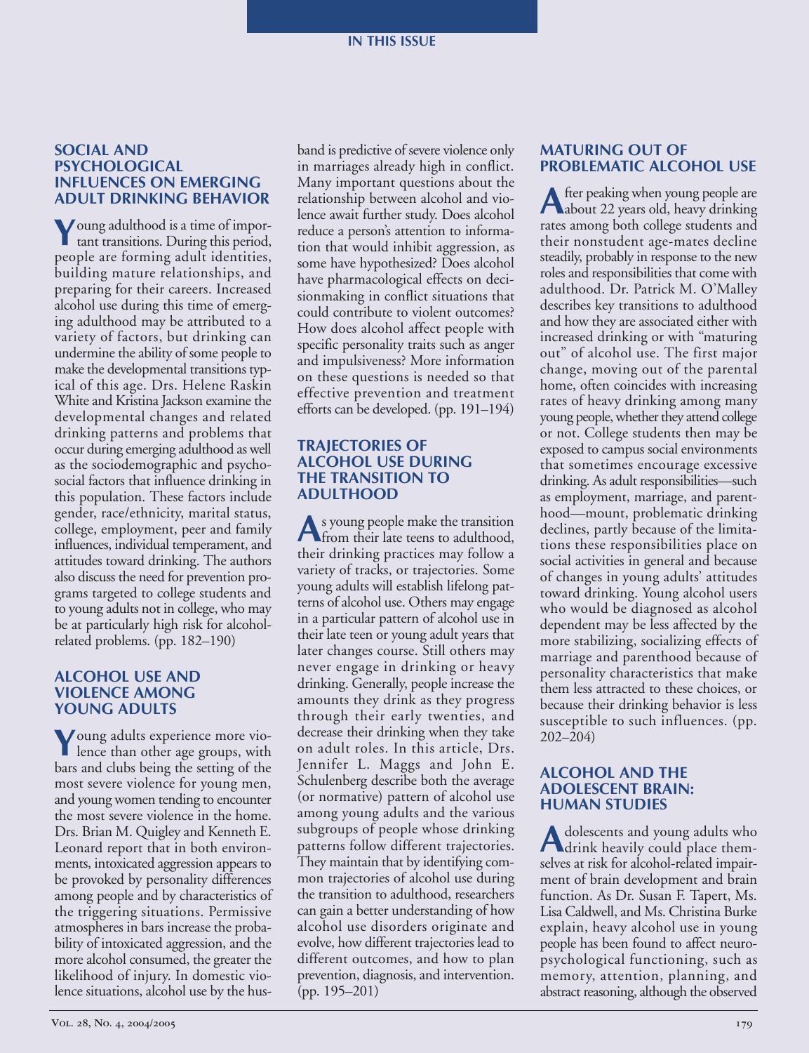# IN THIS ISSUE

## SOCIAL AND PSYCHOLOGICAL INFLUENCES ON EMERGING ADULT DRINKING BEHAVIOR

Young adulthood is a time of important transitions. During this period, people are forming adult identities, building mature relationships, and preparing for their careers. Increased alcohol use during this time of emerging adulthood may be attributed to a variety of factors, but drinking can undermine the ability of some people to make the developmental transitions typical of this age. Drs. Helene Raskin White and Kristina Jackson examine the developmental changes and related drinking patterns and problems that occur during emerging adulthood as well as the sociodemographic and psychosocial factors that influence drinking in this population. These factors include gender, race/ethnicity, marital status, college, employment, peer and family influences, individual temperament, and attitudes toward drinking. The authors also discuss the need for prevention programs targeted to college students and to young adults not in college, who may be at particularly high risk for alcohol-related problems. (pp. 182–190)

## ALCOHOL USE AND VIOLENCE AMONG YOUNG ADULTS

Young adults experience more violence than other age groups, with bars and clubs being the setting of the most severe violence for young men, and young women tending to encounter the most severe violence in the home. Drs. Brian M. Quigley and Kenneth E. Leonard report that in both environments, intoxicated aggression appears to be provoked by personality differences among people and by characteristics of the triggering situations. Permissive atmospheres in bars increase the probability of intoxicated aggression, and the more alcohol consumed, the greater the likelihood of injury. In domestic violence situations, alcohol use by the husband is predictive of severe violence only in marriages already high in conflict. Many important questions about the relationship between alcohol and violence await further study. Does alcohol reduce a person's attention to information that would inhibit aggression, as some have hypothesized? Does alcohol have pharmacological effects on decisionmaking in conflict situations that could contribute to violent outcomes? How does alcohol affect people with specific personality traits such as anger and impulsiveness? More information on these questions is needed so that effective prevention and treatment efforts can be developed. (pp. 191–194)

## TRAJECTORIES OF ALCOHOL USE DURING THE TRANSITION TO ADULTHOOD

As young people make the transition from their late teens to adulthood, their drinking practices may follow a variety of tracks, or trajectories. Some young adults will establish lifelong patterns of alcohol use. Others may engage in a particular pattern of alcohol use in their late teen or young adult years that later changes course. Still others may never engage in drinking or heavy drinking. Generally, people increase the amounts they drink as they progress through their early twenties, and decrease their drinking when they take on adult roles. In this article, Drs. Jennifer L. Maggs and John E. Schulenberg describe both the average (or normative) pattern of alcohol use among young adults and the various subgroups of people whose drinking patterns follow different trajectories. They maintain that by identifying common trajectories of alcohol use during the transition to adulthood, researchers can gain a better understanding of how alcohol use disorders originate and evolve, how different trajectories lead to different outcomes, and how to plan prevention, diagnosis, and intervention. (pp. 195–201)

## MATURING OUT OF PROBLEMATIC ALCOHOL USE

After peaking when young people are about 22 years old, heavy drinking rates among both college students and their nonstudent age-mates decline steadily, probably in response to the new roles and responsibilities that come with adulthood. Dr. Patrick M. O'Malley describes key transitions to adulthood and how they are associated either with increased drinking or with "maturing out" of alcohol use. The first major change, moving out of the parental home, often coincides with increasing rates of heavy drinking among many young people, whether they attend college or not. College students then may be exposed to campus social environments that sometimes encourage excessive drinking. As adult responsibilities—such as employment, marriage, and parenthood—mount, problematic drinking declines, partly because of the limitations these responsibilities place on social activities in general and because of changes in young adults' attitudes toward drinking. Young alcohol users who would be diagnosed as alcohol dependent may be less affected by the more stabilizing, socializing effects of marriage and parenthood because of personality characteristics that make them less attracted to these choices, or because their drinking behavior is less susceptible to such influences. (pp. 202–204)

## ALCOHOL AND THE ADOLESCENT BRAIN: HUMAN STUDIES

Adolescents and young adults who drink heavily could place themselves at risk for alcohol-related impairment of brain development and brain function. As Dr. Susan F. Tapert, Ms. Lisa Caldwell, and Ms. Christina Burke explain, heavy alcohol use in young people has been found to affect neuropsychological functioning, such as memory, attention, planning, and abstract reasoning, although the observed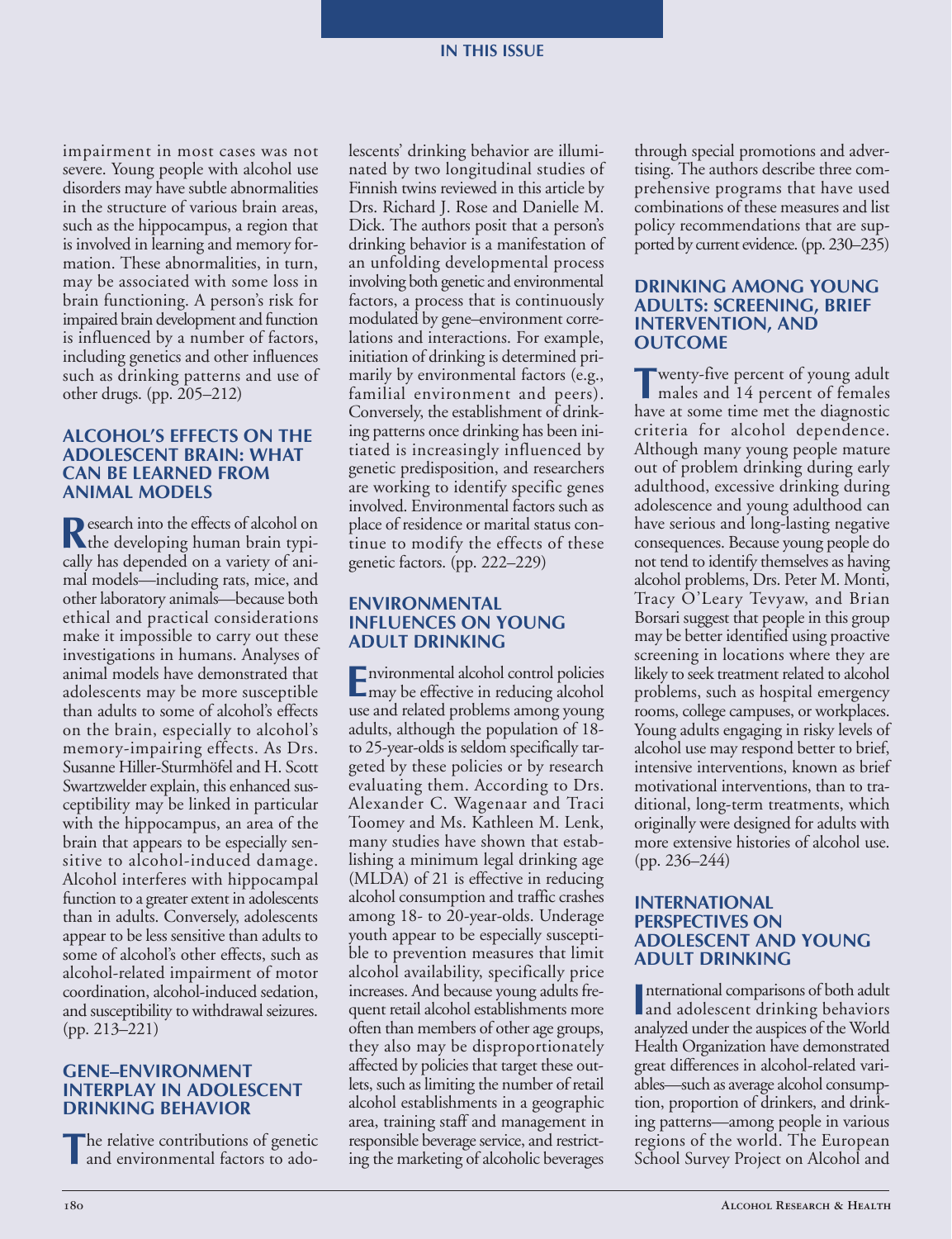impairment in most cases was not severe. Young people with alcohol use disorders may have subtle abnormalities in the structure of various brain areas, such as the hippocampus, a region that is involved in learning and memory formation. These abnormalities, in turn, may be associated with some loss in brain functioning. A person's risk for impaired brain development and function is influenced by a number of factors, including genetics and other influences such as drinking patterns and use of other drugs. (pp. 205–212)

## ALCOHOL'S EFFECTS ON THE ADOLESCENT BRAIN: WHAT CAN BE LEARNED FROM ANIMAL MODELS

Research into the effects of alcohol on the developing human brain typically has depended on a variety of animal models—including rats, mice, and other laboratory animals—because both ethical and practical considerations make it impossible to carry out these investigations in humans. Analyses of animal models have demonstrated that adolescents may be more susceptible than adults to some of alcohol's effects on the brain, especially to alcohol's memory-impairing effects. As Drs. Susanne Hiller-Sturmhöfel and H. Scott Swartzwelder explain, this enhanced susceptibility may be linked in particular with the hippocampus, an area of the brain that appears to be especially sensitive to alcohol-induced damage. Alcohol interferes with hippocampal function to a greater extent in adolescents than in adults. Conversely, adolescents appear to be less sensitive than adults to some of alcohol's other effects, such as alcohol-related impairment of motor coordination, alcohol-induced sedation, and susceptibility to withdrawal seizures. (pp. 213–221)

## GENE–ENVIRONMENT INTERPLAY IN ADOLESCENT DRINKING BEHAVIOR

The relative contributions of genetic and environmental factors to adolescents' drinking behavior are illuminated by two longitudinal studies of Finnish twins reviewed in this article by Drs. Richard J. Rose and Danielle M. Dick. The authors posit that a person's drinking behavior is a manifestation of an unfolding developmental process involving both genetic and environmental factors, a process that is continuously modulated by gene–environment correlations and interactions. For example, initiation of drinking is determined primarily by environmental factors (e.g., familial environment and peers). Conversely, the establishment of drinking patterns once drinking has been initiated is increasingly influenced by genetic predisposition, and researchers are working to identify specific genes involved. Environmental factors such as place of residence or marital status continue to modify the effects of these genetic factors. (pp. 222–229)

## ENVIRONMENTAL INFLUENCES ON YOUNG ADULT DRINKING

Environmental alcohol control policies may be effective in reducing alcohol use and related problems among young adults, although the population of 18- to 25-year-olds is seldom specifically targeted by these policies or by research evaluating them. According to Drs. Alexander C. Wagenaar and Traci Toomey and Ms. Kathleen M. Lenk, many studies have shown that establishing a minimum legal drinking age (MLDA) of 21 is effective in reducing alcohol consumption and traffic crashes among 18- to 20-year-olds. Underage youth appear to be especially susceptible to prevention measures that limit alcohol availability, specifically price increases. And because young adults frequent retail alcohol establishments more often than members of other age groups, they also may be disproportionately affected by policies that target these outlets, such as limiting the number of retail alcohol establishments in a geographic area, training staff and management in responsible beverage service, and restricting the marketing of alcoholic beverages through special promotions and advertising. The authors describe three comprehensive programs that have used combinations of these measures and list policy recommendations that are supported by current evidence. (pp. 230–235)

## DRINKING AMONG YOUNG ADULTS: SCREENING, BRIEF INTERVENTION, AND OUTCOME

Twenty-five percent of young adult males and 14 percent of females have at some time met the diagnostic criteria for alcohol dependence. Although many young people mature out of problem drinking during early adulthood, excessive drinking during adolescence and young adulthood can have serious and long-lasting negative consequences. Because young people do not tend to identify themselves as having alcohol problems, Drs. Peter M. Monti, Tracy O'Leary Tevyaw, and Brian Borsari suggest that people in this group may be better identified using proactive screening in locations where they are likely to seek treatment related to alcohol problems, such as hospital emergency rooms, college campuses, or workplaces. Young adults engaging in risky levels of alcohol use may respond better to brief, intensive interventions, known as brief motivational interventions, than to traditional, long-term treatments, which originally were designed for adults with more extensive histories of alcohol use. (pp. 236–244)

## INTERNATIONAL PERSPECTIVES ON ADOLESCENT AND YOUNG ADULT DRINKING

International comparisons of both adult and adolescent drinking behaviors analyzed under the auspices of the World Health Organization have demonstrated great differences in alcohol-related variables—such as average alcohol consumption, proportion of drinkers, and drinking patterns—among people in various regions of the world. The European School Survey Project on Alcohol and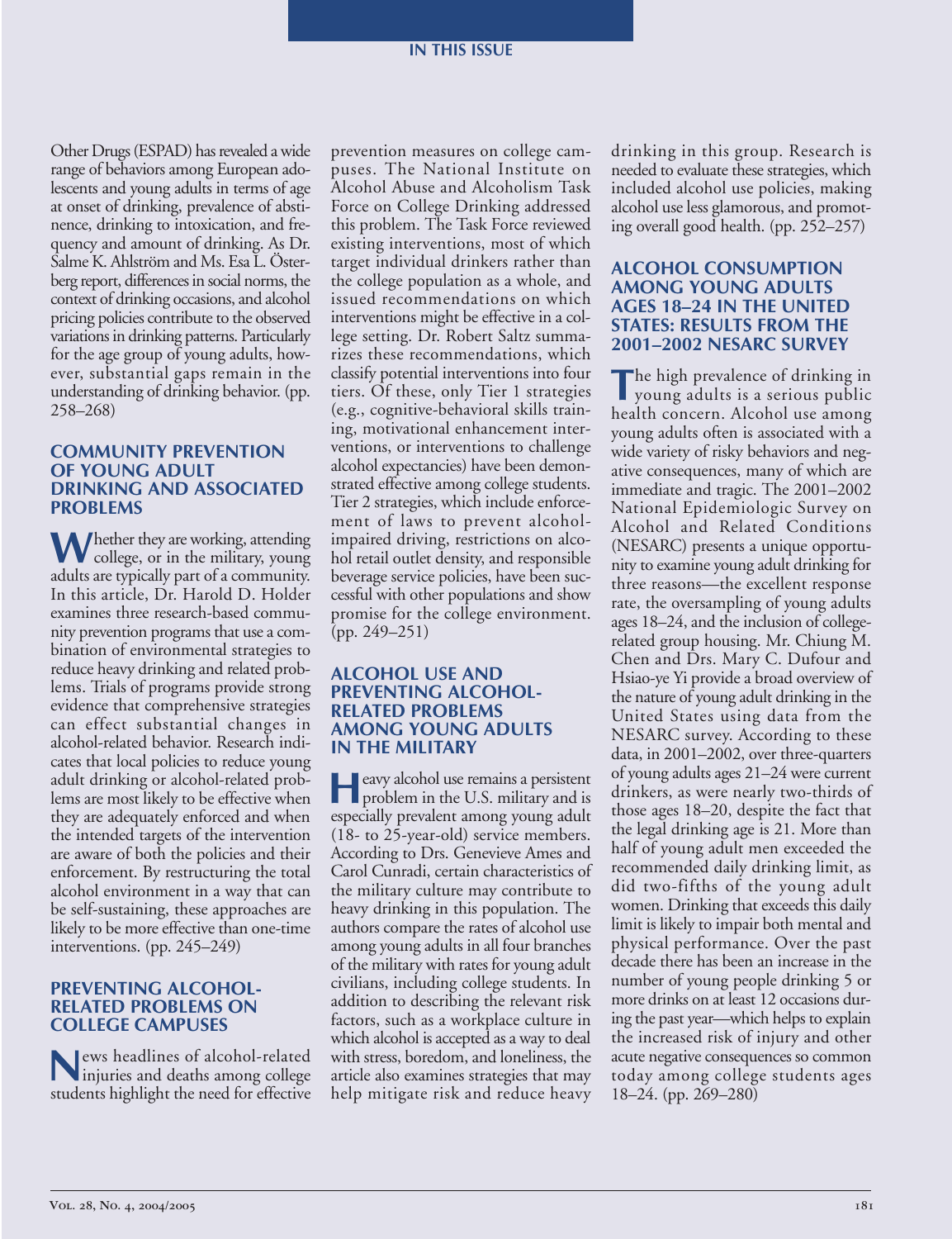IN THIS ISSUE

Other Drugs (ESPAD) has revealed a wide range of behaviors among European adolescents and young adults in terms of age at onset of drinking, prevalence of abstinence, drinking to intoxication, and frequency and amount of drinking. As Dr. Salme K. Ahlström and Ms. Esa L. Österberg report, differences in social norms, the context of drinking occasions, and alcohol pricing policies contribute to the observed variations in drinking patterns. Particularly for the age group of young adults, however, substantial gaps remain in the understanding of drinking behavior. (pp. 258–268)

## COMMUNITY PREVENTION OF YOUNG ADULT DRINKING AND ASSOCIATED PROBLEMS

Whether they are working, attending college, or in the military, young adults are typically part of a community. In this article, Dr. Harold D. Holder examines three research-based community prevention programs that use a combination of environmental strategies to reduce heavy drinking and related problems. Trials of programs provide strong evidence that comprehensive strategies can effect substantial changes in alcohol-related behavior. Research indicates that local policies to reduce young adult drinking or alcohol-related problems are most likely to be effective when they are adequately enforced and when the intended targets of the intervention are aware of both the policies and their enforcement. By restructuring the total alcohol environment in a way that can be self-sustaining, these approaches are likely to be more effective than one-time interventions. (pp. 245–249)

## PREVENTING ALCOHOL-RELATED PROBLEMS ON COLLEGE CAMPUSES

News headlines of alcohol-related injuries and deaths among college students highlight the need for effective prevention measures on college campuses. The National Institute on Alcohol Abuse and Alcoholism Task Force on College Drinking addressed this problem. The Task Force reviewed existing interventions, most of which target individual drinkers rather than the college population as a whole, and issued recommendations on which interventions might be effective in a college setting. Dr. Robert Saltz summarizes these recommendations, which classify potential interventions into four tiers. Of these, only Tier 1 strategies (e.g., cognitive-behavioral skills training, motivational enhancement interventions, or interventions to challenge alcohol expectancies) have been demonstrated effective among college students. Tier 2 strategies, which include enforcement of laws to prevent alcohol-impaired driving, restrictions on alcohol retail outlet density, and responsible beverage service policies, have been successful with other populations and show promise for the college environment. (pp. 249–251)

## ALCOHOL USE AND PREVENTING ALCOHOL-RELATED PROBLEMS AMONG YOUNG ADULTS IN THE MILITARY

Heavy alcohol use remains a persistent problem in the U.S. military and is especially prevalent among young adult (18- to 25-year-old) service members. According to Drs. Genevieve Ames and Carol Cunradi, certain characteristics of the military culture may contribute to heavy drinking in this population. The authors compare the rates of alcohol use among young adults in all four branches of the military with rates for young adult civilians, including college students. In addition to describing the relevant risk factors, such as a workplace culture in which alcohol is accepted as a way to deal with stress, boredom, and loneliness, the article also examines strategies that may help mitigate risk and reduce heavy drinking in this group. Research is needed to evaluate these strategies, which included alcohol use policies, making alcohol use less glamorous, and promoting overall good health. (pp. 252–257)

## ALCOHOL CONSUMPTION AMONG YOUNG ADULTS AGES 18–24 IN THE UNITED STATES: RESULTS FROM THE 2001–2002 NESARC SURVEY

The high prevalence of drinking in young adults is a serious public health concern. Alcohol use among young adults often is associated with a wide variety of risky behaviors and negative consequences, many of which are immediate and tragic. The 2001–2002 National Epidemiologic Survey on Alcohol and Related Conditions (NESARC) presents a unique opportunity to examine young adult drinking for three reasons—the excellent response rate, the oversampling of young adults ages 18–24, and the inclusion of college-related group housing. Mr. Chiung M. Chen and Drs. Mary C. Dufour and Hsiao-ye Yi provide a broad overview of the nature of young adult drinking in the United States using data from the NESARC survey. According to these data, in 2001–2002, over three-quarters of young adults ages 21–24 were current drinkers, as were nearly two-thirds of those ages 18–20, despite the fact that the legal drinking age is 21. More than half of young adult men exceeded the recommended daily drinking limit, as did two-fifths of the young adult women. Drinking that exceeds this daily limit is likely to impair both mental and physical performance. Over the past decade there has been an increase in the number of young people drinking 5 or more drinks on at least 12 occasions during the past year—which helps to explain the increased risk of injury and other acute negative consequences so common today among college students ages 18–24. (pp. 269–280)